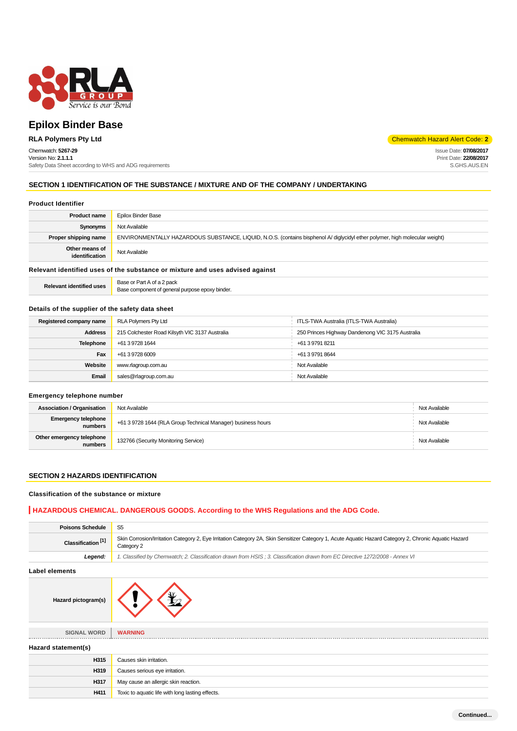# Epilox Binder Base

**RLA Polymers Pty Ltd**

Chemwatch Hazard Alert Code: **2**

Chemwatch: **5267-29**
Version No: **2.1.1.1**
Safety Data Sheet according to WHS and ADG requirements

Issue Date: **07/08/2017**
Print Date: **22/08/2017**
S.GHS.AUS.EN

## SECTION 1 IDENTIFICATION OF THE SUBSTANCE / MIXTURE AND OF THE COMPANY / UNDERTAKING

### Product Identifier

| | |
|---|---|
| **Product name** | Epilox Binder Base |
| **Synonyms** | Not Available |
| **Proper shipping name** | ENVIRONMENTALLY HAZARDOUS SUBSTANCE, LIQUID, N.O.S. (contains bisphenol A/ diglycidyl ether polymer, high molecular weight) |
| **Other means of identification** | Not Available |

### Relevant identified uses of the substance or mixture and uses advised against

| | |
|---|---|
| **Relevant identified uses** | Base or Part A of a 2 pack<br>Base component of general purpose epoxy binder. |

### Details of the supplier of the safety data sheet

| | | |
|---|---|---|
| **Registered company name** | RLA Polymers Pty Ltd | ITLS-TWA Australia (ITLS-TWA Australia) |
| **Address** | 215 Colchester Road Kilsyth VIC 3137 Australia | 250 Princes Highway Dandenong VIC 3175 Australia |
| **Telephone** | +61 3 9728 1644 | +61 3 9791 8211 |
| **Fax** | +61 3 9728 6009 | +61 3 9791 8644 |
| **Website** | www.rlagroup.com.au | Not Available |
| **Email** | sales@rlagroup.com.au | Not Available |

### Emergency telephone number

| | | |
|---|---|---|
| **Association / Organisation** | Not Available | Not Available |
| **Emergency telephone numbers** | +61 3 9728 1644 (RLA Group Technical Manager) business hours | Not Available |
| **Other emergency telephone numbers** | 132766 (Security Monitoring Service) | Not Available |

## SECTION 2 HAZARDS IDENTIFICATION

### Classification of the substance or mixture

**HAZARDOUS CHEMICAL. DANGEROUS GOODS. According to the WHS Regulations and the ADG Code.**

| | |
|---|---|
| **Poisons Schedule** | S5 |
| **Classification [1]** | Skin Corrosion/Irritation Category 2, Eye Irritation Category 2A, Skin Sensitizer Category 1, Acute Aquatic Hazard Category 2, Chronic Aquatic Hazard Category 2 |
| ***Legend:*** | *1. Classified by Chemwatch; 2. Classification drawn from HSIS ; 3. Classification drawn from EC Directive 1272/2008 - Annex VI* |

### Label elements

| | |
|---|---|
| **Hazard pictogram(s)** | |
| **SIGNAL WORD** | **WARNING** |

### Hazard statement(s)

| | |
|---|---|
| **H315** | Causes skin irritation. |
| **H319** | Causes serious eye irritation. |
| **H317** | May cause an allergic skin reaction. |
| **H411** | Toxic to aquatic life with long lasting effects. |

**Continued...**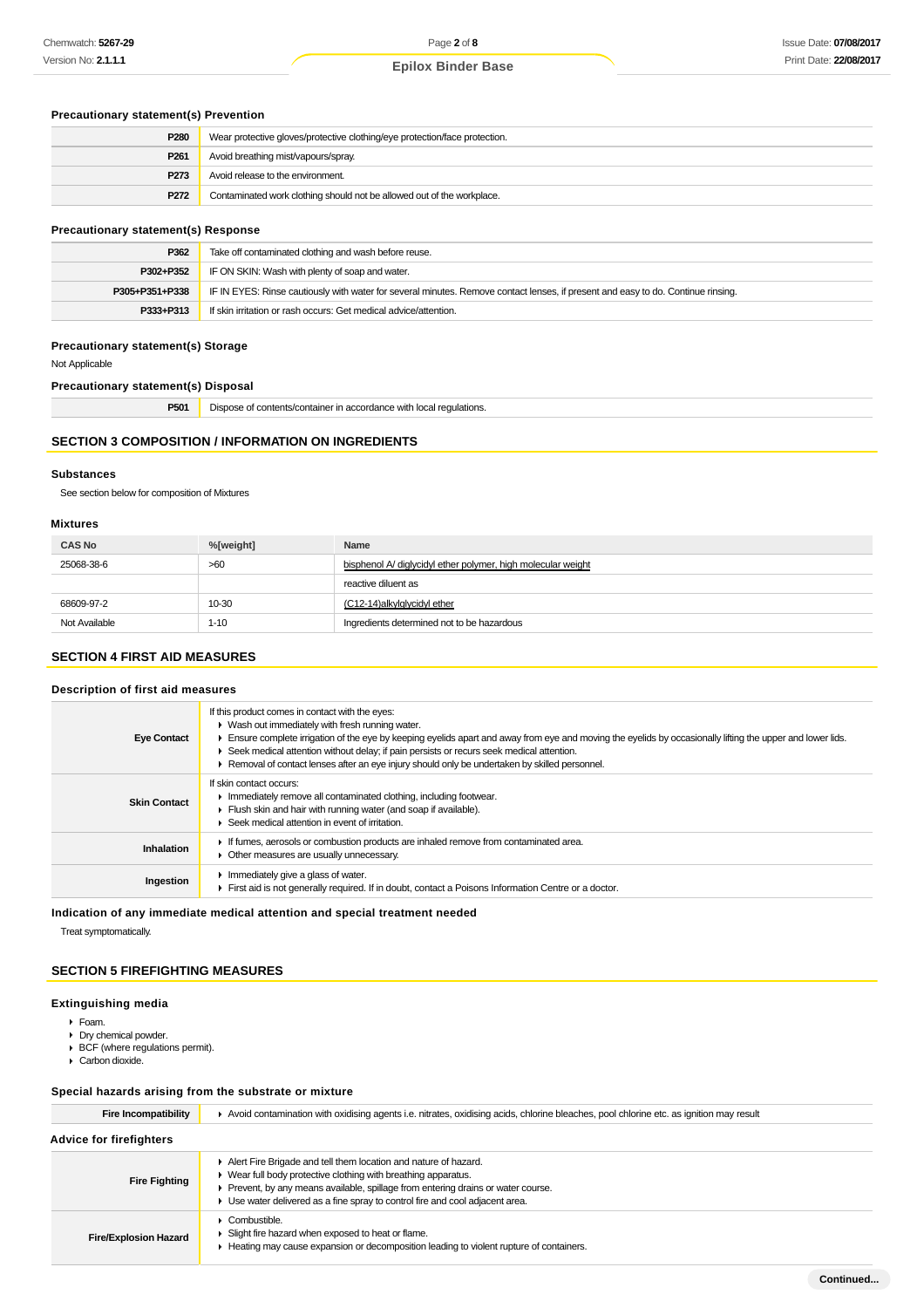### Precautionary statement(s) Prevention

| | |
|---|---|
| P280 | Wear protective gloves/protective clothing/eye protection/face protection. |
| P261 | Avoid breathing mist/vapours/spray. |
| P273 | Avoid release to the environment. |
| P272 | Contaminated work clothing should not be allowed out of the workplace. |

### Precautionary statement(s) Response

| | |
|---|---|
| P362 | Take off contaminated clothing and wash before reuse. |
| P302+P352 | IF ON SKIN: Wash with plenty of soap and water. |
| P305+P351+P338 | IF IN EYES: Rinse cautiously with water for several minutes. Remove contact lenses, if present and easy to do. Continue rinsing. |
| P333+P313 | If skin irritation or rash occurs: Get medical advice/attention. |

### Precautionary statement(s) Storage

Not Applicable

### Precautionary statement(s) Disposal

| | |
|---|---|
| P501 | Dispose of contents/container in accordance with local regulations. |

## SECTION 3 COMPOSITION / INFORMATION ON INGREDIENTS

### Substances

See section below for composition of Mixtures

### Mixtures

| CAS No | %[weight] | Name |
|---|---|---|
| 25068-38-6 | >60 | bisphenol A/ diglycidyl ether polymer, high molecular weight |
| | | reactive diluent as |
| 68609-97-2 | 10-30 | (C12-14)alkylglycidyl ether |
| Not Available | 1-10 | Ingredients determined not to be hazardous |

## SECTION 4 FIRST AID MEASURES

### Description of first aid measures

| | |
|---|---|
| Eye Contact | If this product comes in contact with the eyes:<br>▶ Wash out immediately with fresh running water.<br>▶ Ensure complete irrigation of the eye by keeping eyelids apart and away from eye and moving the eyelids by occasionally lifting the upper and lower lids.<br>▶ Seek medical attention without delay; if pain persists or recurs seek medical attention.<br>▶ Removal of contact lenses after an eye injury should only be undertaken by skilled personnel. |
| Skin Contact | If skin contact occurs:<br>▶ Immediately remove all contaminated clothing, including footwear.<br>▶ Flush skin and hair with running water (and soap if available).<br>▶ Seek medical attention in event of irritation. |
| Inhalation | ▶ If fumes, aerosols or combustion products are inhaled remove from contaminated area.<br>▶ Other measures are usually unnecessary. |
| Ingestion | ▶ Immediately give a glass of water.<br>▶ First aid is not generally required. If in doubt, contact a Poisons Information Centre or a doctor. |

### Indication of any immediate medical attention and special treatment needed

Treat symptomatically.

## SECTION 5 FIREFIGHTING MEASURES

### Extinguishing media

- Foam.
- Dry chemical powder.
- BCF (where regulations permit).
- Carbon dioxide.

### Special hazards arising from the substrate or mixture

| | |
|---|---|
| Fire Incompatibility | ▶ Avoid contamination with oxidising agents i.e. nitrates, oxidising acids, chlorine bleaches, pool chlorine etc. as ignition may result |

### Advice for firefighters

| | |
|---|---|
| Fire Fighting | ▶ Alert Fire Brigade and tell them location and nature of hazard.<br>▶ Wear full body protective clothing with breathing apparatus.<br>▶ Prevent, by any means available, spillage from entering drains or water course.<br>▶ Use water delivered as a fine spray to control fire and cool adjacent area. |
| Fire/Explosion Hazard | ▶ Combustible.<br>▶ Slight fire hazard when exposed to heat or flame.<br>▶ Heating may cause expansion or decomposition leading to violent rupture of containers. |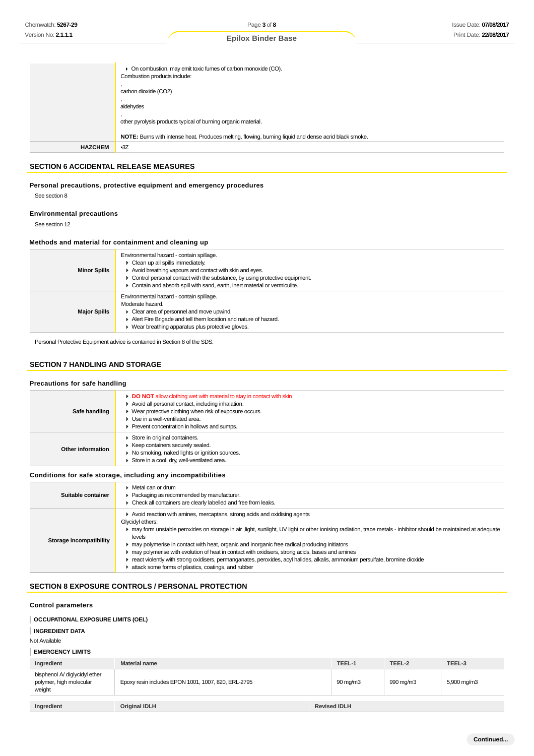| | |
|---|---|
| | ▸ On combustion, may emit toxic fumes of carbon monoxide (CO).<br>Combustion products include:<br>,<br>carbon dioxide ($CO_2$)<br>,<br>aldehydes<br>,<br>other pyrolysis products typical of burning organic material.<br><br>**NOTE:** Burns with intense heat. Produces melting, flowing, burning liquid and dense acrid black smoke. |
| **HAZCHEM** | •3Z |

## SECTION 6 ACCIDENTAL RELEASE MEASURES

### Personal precautions, protective equipment and emergency procedures

See section 8

### Environmental precautions

See section 12

### Methods and material for containment and cleaning up

| | |
|---|---|
| **Minor Spills** | Environmental hazard - contain spillage.<br>▸ Clean up all spills immediately.<br>▸ Avoid breathing vapours and contact with skin and eyes.<br>▸ Control personal contact with the substance, by using protective equipment.<br>▸ Contain and absorb spill with sand, earth, inert material or vermiculite. |
| **Major Spills** | Environmental hazard - contain spillage.<br>Moderate hazard.<br>▸ Clear area of personnel and move upwind.<br>▸ Alert Fire Brigade and tell them location and nature of hazard.<br>▸ Wear breathing apparatus plus protective gloves. |

Personal Protective Equipment advice is contained in Section 8 of the SDS.

## SECTION 7 HANDLING AND STORAGE

### Precautions for safe handling

| | |
|---|---|
| **Safe handling** | ▸ **DO NOT** allow clothing wet with material to stay in contact with skin<br>▸ Avoid all personal contact, including inhalation.<br>▸ Wear protective clothing when risk of exposure occurs.<br>▸ Use in a well-ventilated area.<br>▸ Prevent concentration in hollows and sumps. |
| **Other information** | ▸ Store in original containers.<br>▸ Keep containers securely sealed.<br>▸ No smoking, naked lights or ignition sources.<br>▸ Store in a cool, dry, well-ventilated area. |

### Conditions for safe storage, including any incompatibilities

| | |
|---|---|
| **Suitable container** | ▸ Metal can or drum<br>▸ Packaging as recommended by manufacturer.<br>▸ Check all containers are clearly labelled and free from leaks. |
| **Storage incompatibility** | ▸ Avoid reaction with amines, mercaptans, strong acids and oxidising agents<br>Glycidyl ethers:<br>▸ may form unstable peroxides on storage in air ,light, sunlight, UV light or other ionising radiation, trace metals - inhibitor should be maintained at adequate levels<br>▸ may polymerise in contact with heat, organic and inorganic free radical producing initiators<br>▸ may polymerise with evolution of heat in contact with oxidisers, strong acids, bases and amines<br>▸ react violently with strong oxidisers, permanganates, peroxides, acyl halides, alkalis, ammonium persulfate, bromine dioxide<br>▸ attack some forms of plastics, coatings, and rubber |

## SECTION 8 EXPOSURE CONTROLS / PERSONAL PROTECTION

### Control parameters

**OCCUPATIONAL EXPOSURE LIMITS (OEL)**

**INGREDIENT DATA**

Not Available

**EMERGENCY LIMITS**

| Ingredient | Material name | TEEL-1 | TEEL-2 | TEEL-3 |
|---|---|---|---|---|
| bisphenol A/ diglycidyl ether polymer, high molecular weight | Epoxy resin includes EPON 1001, 1007, 820, ERL-2795 | 90 mg/m3 | 990 mg/m3 | 5,900 mg/m3 |

| Ingredient | Original IDLH | Revised IDLH |
|---|---|---|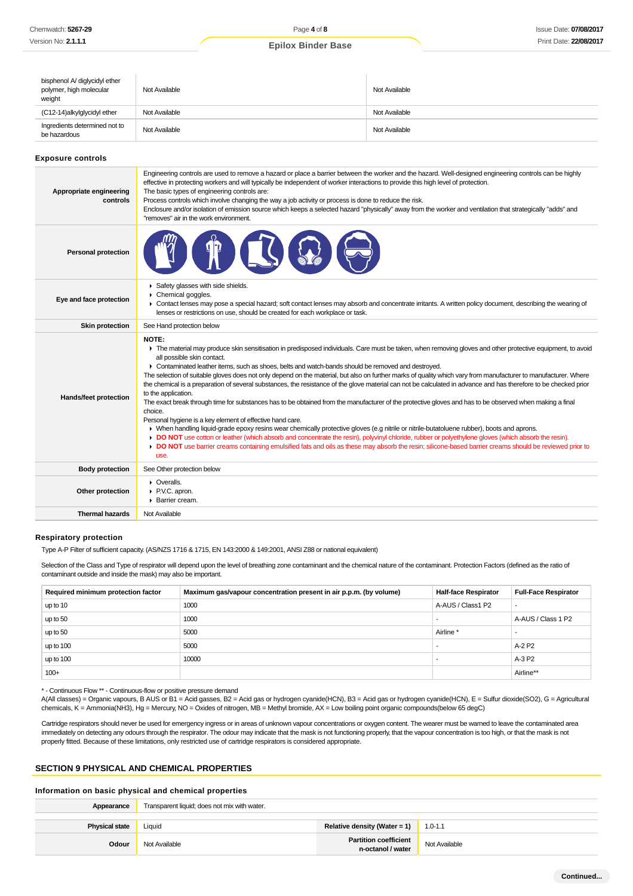| | | |
|---|---|---|
| bisphenol A/ diglycidyl ether polymer, high molecular weight | Not Available | Not Available |
| (C12-14)alkylglycidyl ether | Not Available | Not Available |
| Ingredients determined not to be hazardous | Not Available | Not Available |

### Exposure controls

| | |
|---|---|
| **Appropriate engineering controls** | Engineering controls are used to remove a hazard or place a barrier between the worker and the hazard. Well-designed engineering controls can be highly effective in protecting workers and will typically be independent of worker interactions to provide this high level of protection.<br>The basic types of engineering controls are:<br>Process controls which involve changing the way a job activity or process is done to reduce the risk.<br>Enclosure and/or isolation of emission source which keeps a selected hazard "physically" away from the worker and ventilation that strategically "adds" and "removes" air in the work environment. |
| **Personal protection** | |
| **Eye and face protection** | ▸ Safety glasses with side shields.<br>▸ Chemical goggles.<br>▸ Contact lenses may pose a special hazard; soft contact lenses may absorb and concentrate irritants. A written policy document, describing the wearing of lenses or restrictions on use, should be created for each workplace or task. |
| **Skin protection** | See Hand protection below |
| **Hands/feet protection** | **NOTE:**<br>▸ The material may produce skin sensitisation in predisposed individuals. Care must be taken, when removing gloves and other protective equipment, to avoid all possible skin contact.<br>▸ Contaminated leather items, such as shoes, belts and watch-bands should be removed and destroyed.<br>The selection of suitable gloves does not only depend on the material, but also on further marks of quality which vary from manufacturer to manufacturer. Where the chemical is a preparation of several substances, the resistance of the glove material can not be calculated in advance and has therefore to be checked prior to the application.<br>The exact break through time for substances has to be obtained from the manufacturer of the protective gloves and has to be observed when making a final choice.<br>Personal hygiene is a key element of effective hand care.<br>▸ When handling liquid-grade epoxy resins wear chemically protective gloves (e.g nitrile or nitrile-butatoluene rubber), boots and aprons.<br>▸ **DO NOT** use cotton or leather (which absorb and concentrate the resin), polyvinyl chloride, rubber or polyethylene gloves (which absorb the resin).<br>▸ **DO NOT** use barrier creams containing emulsified fats and oils as these may absorb the resin; silicone-based barrier creams should be reviewed prior to use. |
| **Body protection** | See Other protection below |
| **Other protection** | ▸ Overalls.<br>▸ P.V.C. apron.<br>▸ Barrier cream. |
| **Thermal hazards** | Not Available |

### Respiratory protection

Type A-P Filter of sufficient capacity. (AS/NZS 1716 & 1715, EN 143:2000 & 149:2001, ANSI Z88 or national equivalent)

Selection of the Class and Type of respirator will depend upon the level of breathing zone contaminant and the chemical nature of the contaminant. Protection Factors (defined as the ratio of contaminant outside and inside the mask) may also be important.

| Required minimum protection factor | Maximum gas/vapour concentration present in air p.p.m. (by volume) | Half-face Respirator | Full-Face Respirator |
|---|---|---|---|
| up to 10 | 1000 | A-AUS / Class1 P2 | - |
| up to 50 | 1000 | - | A-AUS / Class 1 P2 |
| up to 50 | 5000 | Airline * | - |
| up to 100 | 5000 | - | A-2 P2 |
| up to 100 | 10000 | - | A-3 P2 |
| 100+ | | | Airline** |

* - Continuous Flow ** - Continuous-flow or positive pressure demand
A(All classes) = Organic vapours, B AUS or B1 = Acid gasses, B2 = Acid gas or hydrogen cyanide(HCN), B3 = Acid gas or hydrogen cyanide(HCN), E = Sulfur dioxide(SO2), G = Agricultural chemicals, K = Ammonia(NH3), Hg = Mercury, NO = Oxides of nitrogen, MB = Methyl bromide, AX = Low boiling point organic compounds(below 65 degC)

Cartridge respirators should never be used for emergency ingress or in areas of unknown vapour concentrations or oxygen content. The wearer must be warned to leave the contaminated area immediately on detecting any odours through the respirator. The odour may indicate that the mask is not functioning properly, that the vapour concentration is too high, or that the mask is not properly fitted. Because of these limitations, only restricted use of cartridge respirators is considered appropriate.

## SECTION 9 PHYSICAL AND CHEMICAL PROPERTIES

### Information on basic physical and chemical properties

| | | | |
|---|---|---|---|
| **Appearance** | Transparent liquid; does not mix with water. | | |
| **Physical state** | Liquid | **Relative density (Water = 1)** | 1.0-1.1 |
| **Odour** | Not Available | **Partition coefficient n-octanol / water** | Not Available |

Continued...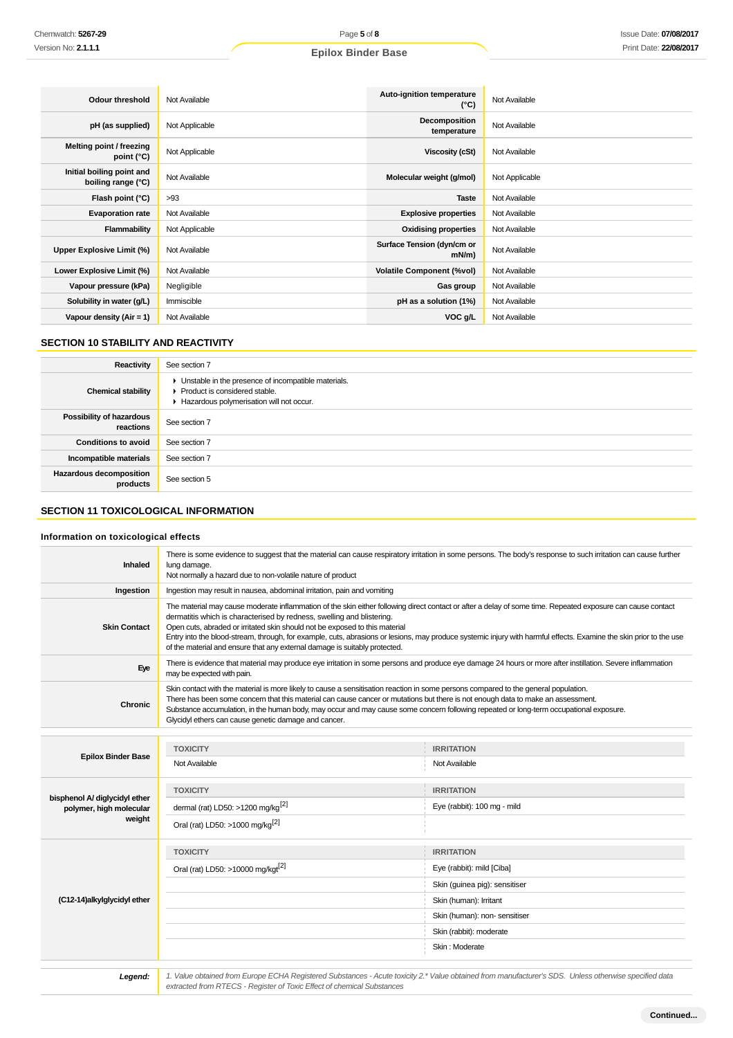| | | | |
|---|---|---|---|
| **Odour threshold** | Not Available | **Auto-ignition temperature (°C)** | Not Available |
| **pH (as supplied)** | Not Applicable | **Decomposition temperature** | Not Available |
| **Melting point / freezing point (°C)** | Not Applicable | **Viscosity (cSt)** | Not Available |
| **Initial boiling point and boiling range (°C)** | Not Available | **Molecular weight (g/mol)** | Not Applicable |
| **Flash point (°C)** | >93 | **Taste** | Not Available |
| **Evaporation rate** | Not Available | **Explosive properties** | Not Available |
| **Flammability** | Not Applicable | **Oxidising properties** | Not Available |
| **Upper Explosive Limit (%)** | Not Available | **Surface Tension (dyn/cm or mN/m)** | Not Available |
| **Lower Explosive Limit (%)** | Not Available | **Volatile Component (%vol)** | Not Available |
| **Vapour pressure (kPa)** | Negligible | **Gas group** | Not Available |
| **Solubility in water (g/L)** | Immiscible | **pH as a solution (1%)** | Not Available |
| **Vapour density (Air = 1)** | Not Available | **VOC g/L** | Not Available |

## SECTION 10 STABILITY AND REACTIVITY

| | |
|---|---|
| **Reactivity** | See section 7 |
| **Chemical stability** | ▸ Unstable in the presence of incompatible materials.<br>▸ Product is considered stable.<br>▸ Hazardous polymerisation will not occur. |
| **Possibility of hazardous reactions** | See section 7 |
| **Conditions to avoid** | See section 7 |
| **Incompatible materials** | See section 7 |
| **Hazardous decomposition products** | See section 5 |

## SECTION 11 TOXICOLOGICAL INFORMATION

### Information on toxicological effects

| | |
|---|---|
| **Inhaled** | There is some evidence to suggest that the material can cause respiratory irritation in some persons. The body's response to such irritation can cause further lung damage.<br>Not normally a hazard due to non-volatile nature of product |
| **Ingestion** | Ingestion may result in nausea, abdominal irritation, pain and vomiting |
| **Skin Contact** | The material may cause moderate inflammation of the skin either following direct contact or after a delay of some time. Repeated exposure can cause contact dermatitis which is characterised by redness, swelling and blistering.<br>Open cuts, abraded or irritated skin should not be exposed to this material<br>Entry into the blood-stream, through, for example, cuts, abrasions or lesions, may produce systemic injury with harmful effects. Examine the skin prior to the use of the material and ensure that any external damage is suitably protected. |
| **Eye** | There is evidence that material may produce eye irritation in some persons and produce eye damage 24 hours or more after instillation. Severe inflammation may be expected with pain. |
| **Chronic** | Skin contact with the material is more likely to cause a sensitisation reaction in some persons compared to the general population.<br>There has been some concern that this material can cause cancer or mutations but there is not enough data to make an assessment.<br>Substance accumulation, in the human body, may occur and may cause some concern following repeated or long-term occupational exposure.<br>Glycidyl ethers can cause genetic damage and cancer. |

| | TOXICITY | IRRITATION |
|---|---|---|
| **Epilox Binder Base** | Not Available | Not Available |
| **bisphenol A/ diglycidyl ether polymer, high molecular weight** | dermal (rat) LD50: >1200 mg/kg[2] | Eye (rabbit): 100 mg - mild |
| | Oral (rat) LD50: >1000 mg/kg[2] | |
| **(C12-14)alkylglycidyl ether** | Oral (rat) LD50: >10000 mg/kgt[2] | Eye (rabbit): mild [Ciba] |
| | | Skin (guinea pig): sensitiser |
| | | Skin (human): Irritant |
| | | Skin (human): non- sensitiser |
| | | Skin (rabbit): moderate |
| | | Skin : Moderate |

| | |
|---|---|
| ***Legend:*** | *1. Value obtained from Europe ECHA Registered Substances - Acute toxicity 2.* Value obtained from manufacturer's SDS. Unless otherwise specified data extracted from RTECS - Register of Toxic Effect of chemical Substances* |

**Continued...**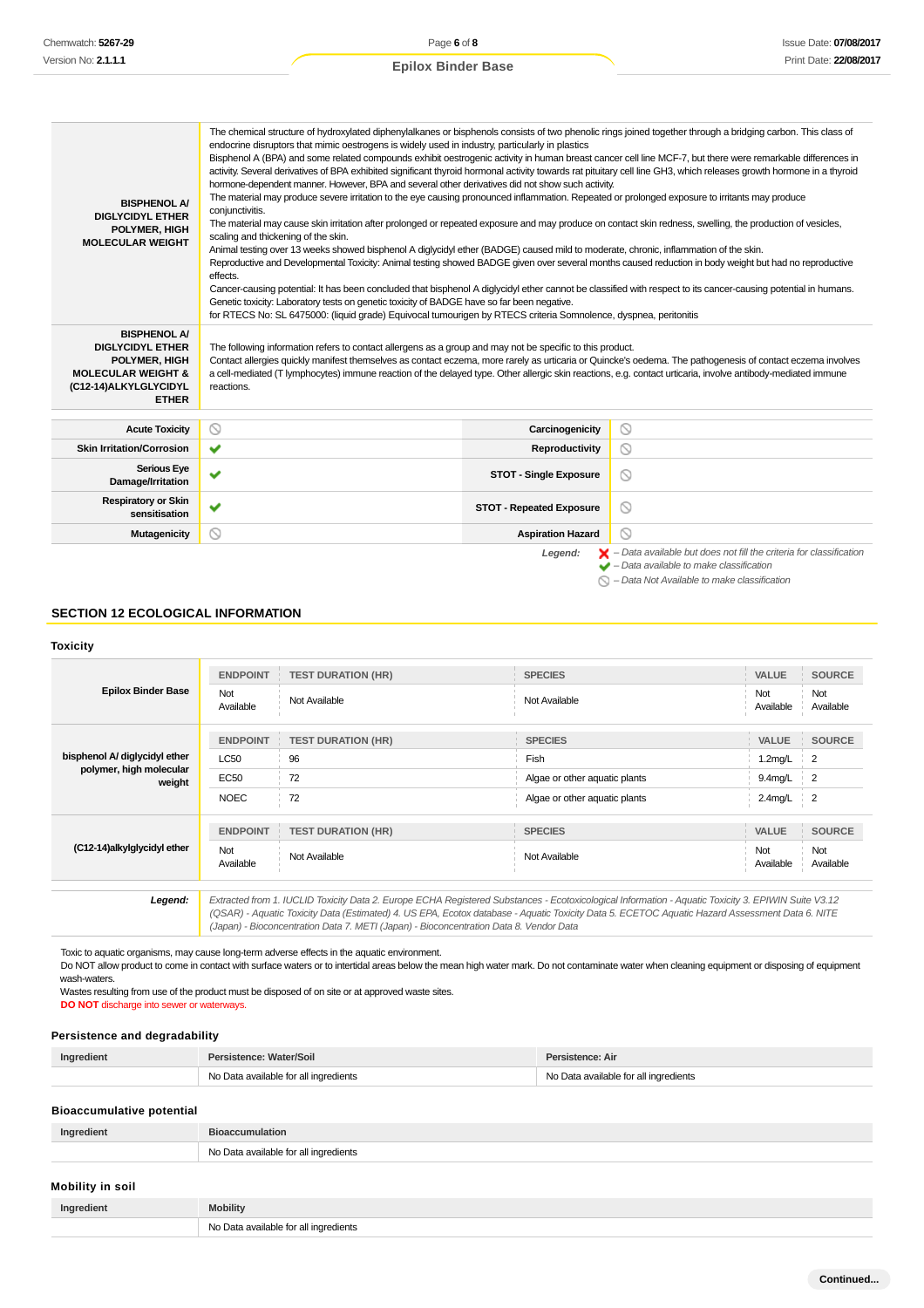| | |
|---|---|
| **BISPHENOL A/ DIGLYCIDYL ETHER POLYMER, HIGH MOLECULAR WEIGHT** | The chemical structure of hydroxylated diphenylalkanes or bisphenols consists of two phenolic rings joined together through a bridging carbon. This class of endocrine disruptors that mimic oestrogens is widely used in industry, particularly in plastics<br>Bisphenol A (BPA) and some related compounds exhibit oestrogenic activity in human breast cancer cell line MCF-7, but there were remarkable differences in activity. Several derivatives of BPA exhibited significant thyroid hormonal activity towards rat pituitary cell line GH3, which releases growth hormone in a thyroid hormone-dependent manner. However, BPA and several other derivatives did not show such activity.<br>The material may produce severe irritation to the eye causing pronounced inflammation. Repeated or prolonged exposure to irritants may produce conjunctivitis.<br>The material may cause skin irritation after prolonged or repeated exposure and may produce on contact skin redness, swelling, the production of vesicles, scaling and thickening of the skin.<br>Animal testing over 13 weeks showed bisphenol A diglycidyl ether (BADGE) caused mild to moderate, chronic, inflammation of the skin.<br>Reproductive and Developmental Toxicity: Animal testing showed BADGE given over several months caused reduction in body weight but had no reproductive effects.<br>Cancer-causing potential: It has been concluded that bisphenol A diglycidyl ether cannot be classified with respect to its cancer-causing potential in humans.<br>Genetic toxicity: Laboratory tests on genetic toxicity of BADGE have so far been negative.<br>for RTECS No: SL 6475000: (liquid grade) Equivocal tumourigen by RTECS criteria Somnolence, dyspnea, peritonitis |
| **BISPHENOL A/ DIGLYCIDYL ETHER POLYMER, HIGH MOLECULAR WEIGHT & (C12-14)ALKYLGLYCIDYL ETHER** | The following information refers to contact allergens as a group and may not be specific to this product.<br>Contact allergies quickly manifest themselves as contact eczema, more rarely as urticaria or Quincke's oedema. The pathogenesis of contact eczema involves a cell-mediated (T lymphocytes) immune reaction of the delayed type. Other allergic skin reactions, e.g. contact urticaria, involve antibody-mediated immune reactions. |

| | | | |
|---|---|---|---|
| **Acute Toxicity** | ⊘ | **Carcinogenicity** | ⊘ |
| **Skin Irritation/Corrosion** | ✔ | **Reproductivity** | ⊘ |
| **Serious Eye Damage/Irritation** | ✔ | **STOT - Single Exposure** | ⊘ |
| **Respiratory or Skin sensitisation** | ✔ | **STOT - Repeated Exposure** | ⊘ |
| **Mutagenicity** | ⊘ | **Aspiration Hazard** | ⊘ |

*Legend:* ✘ *– Data available but does not fill the criteria for classification*
✔ *– Data available to make classification*
⊘ *– Data Not Available to make classification*

## SECTION 12 ECOLOGICAL INFORMATION

### Toxicity

| | ENDPOINT | TEST DURATION (HR) | SPECIES | VALUE | SOURCE |
|---|---|---|---|---|---|
| **Epilox Binder Base** | Not Available | Not Available | Not Available | Not Available | Not Available |
| **bisphenol A/ diglycidyl ether polymer, high molecular weight** | LC50 | 96 | Fish | 1.2mg/L | 2 |
| | EC50 | 72 | Algae or other aquatic plants | 9.4mg/L | 2 |
| | NOEC | 72 | Algae or other aquatic plants | 2.4mg/L | 2 |
| **(C12-14)alkylglycidyl ether** | Not Available | Not Available | Not Available | Not Available | Not Available |

| | |
|---|---|
| ***Legend:*** | *Extracted from 1. IUCLID Toxicity Data 2. Europe ECHA Registered Substances - Ecotoxicological Information - Aquatic Toxicity 3. EPIWIN Suite V3.12 (QSAR) - Aquatic Toxicity Data (Estimated) 4. US EPA, Ecotox database - Aquatic Toxicity Data 5. ECETOC Aquatic Hazard Assessment Data 6. NITE (Japan) - Bioconcentration Data 7. METI (Japan) - Bioconcentration Data 8. Vendor Data* |

Toxic to aquatic organisms, may cause long-term adverse effects in the aquatic environment.
Do NOT allow product to come in contact with surface waters or to intertidal areas below the mean high water mark. Do not contaminate water when cleaning equipment or disposing of equipment wash-waters.
Wastes resulting from use of the product must be disposed of on site or at approved waste sites.
**DO NOT** discharge into sewer or waterways.

### Persistence and degradability

| Ingredient | Persistence: Water/Soil | Persistence: Air |
|---|---|---|
| | No Data available for all ingredients | No Data available for all ingredients |

### Bioaccumulative potential

| Ingredient | Bioaccumulation |
|---|---|
| | No Data available for all ingredients |

### Mobility in soil

| Ingredient | Mobility |
|---|---|
| | No Data available for all ingredients |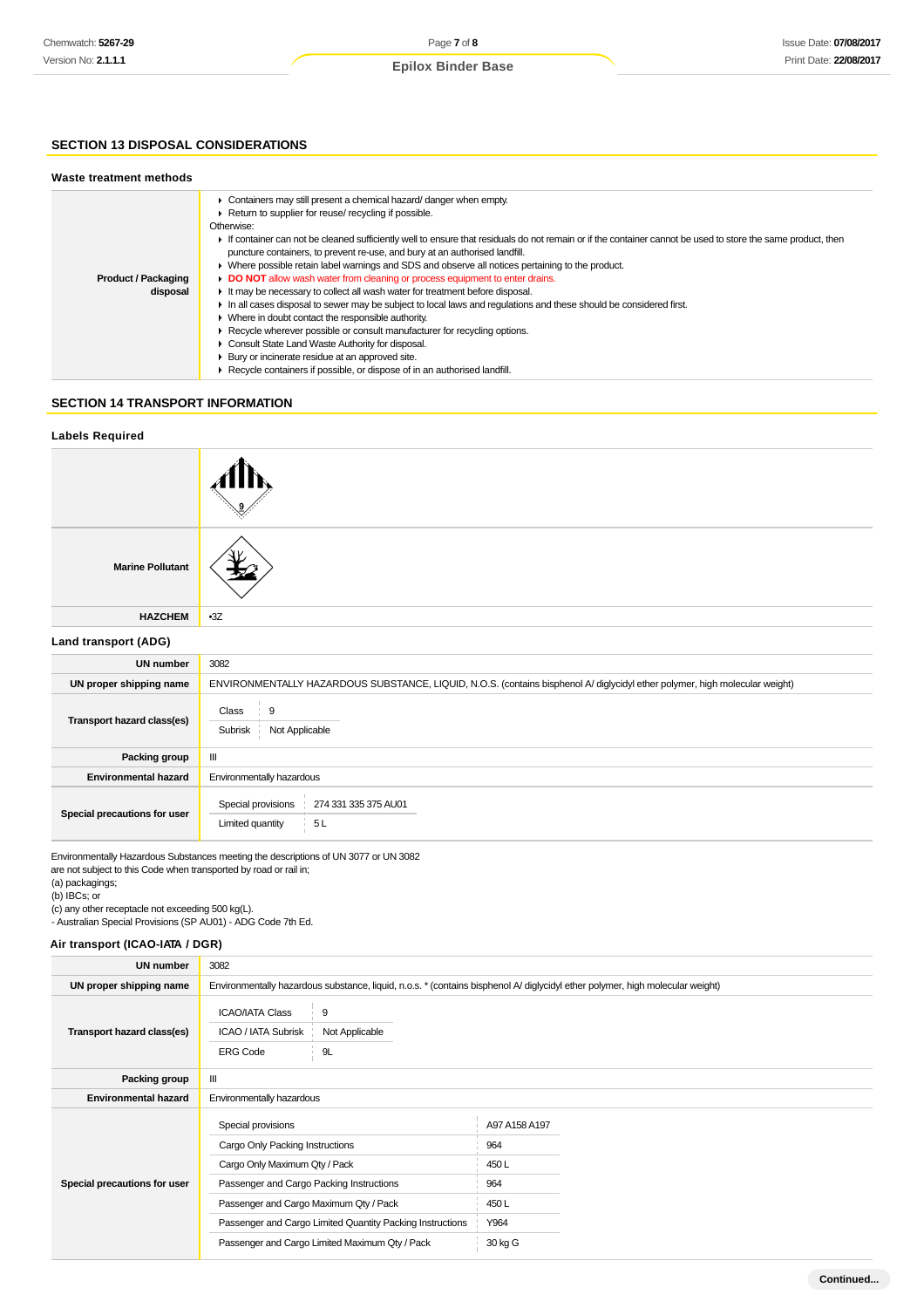## SECTION 13 DISPOSAL CONSIDERATIONS

### Waste treatment methods

| | |
|---|---|
| **Product / Packaging disposal** | ▸ Containers may still present a chemical hazard/ danger when empty.<br>▸ Return to supplier for reuse/ recycling if possible.<br>Otherwise:<br>▸ If container can not be cleaned sufficiently well to ensure that residuals do not remain or if the container cannot be used to store the same product, then puncture containers, to prevent re-use, and bury at an authorised landfill.<br>▸ Where possible retain label warnings and SDS and observe all notices pertaining to the product.<br>▸ **DO NOT** allow wash water from cleaning or process equipment to enter drains.<br>▸ It may be necessary to collect all wash water for treatment before disposal.<br>▸ In all cases disposal to sewer may be subject to local laws and regulations and these should be considered first.<br>▸ Where in doubt contact the responsible authority.<br>▸ Recycle wherever possible or consult manufacturer for recycling options.<br>▸ Consult State Land Waste Authority for disposal.<br>▸ Bury or incinerate residue at an approved site.<br>▸ Recycle containers if possible, or dispose of in an authorised landfill. |

## SECTION 14 TRANSPORT INFORMATION

### Labels Required

| | |
|---|---|
| | 9 |
| **Marine Pollutant** | |
| **HAZCHEM** | •3Z |

### Land transport (ADG)

| | |
|---|---|
| **UN number** | 3082 |
| **UN proper shipping name** | ENVIRONMENTALLY HAZARDOUS SUBSTANCE, LIQUID, N.O.S. (contains bisphenol A/ diglycidyl ether polymer, high molecular weight) |
| **Transport hazard class(es)** | Class: 9<br>Subrisk: Not Applicable |
| **Packing group** | III |
| **Environmental hazard** | Environmentally hazardous |
| **Special precautions for user** | Special provisions: 274 331 335 375 AU01<br>Limited quantity: 5 L |

Environmentally Hazardous Substances meeting the descriptions of UN 3077 or UN 3082 are not subject to this Code when transported by road or rail in;
(a) packagings;
(b) IBCs; or
(c) any other receptacle not exceeding 500 kg(L).
- Australian Special Provisions (SP AU01) - ADG Code 7th Ed.

### Air transport (ICAO-IATA / DGR)

| | |
|---|---|
| **UN number** | 3082 |
| **UN proper shipping name** | Environmentally hazardous substance, liquid, n.o.s. * (contains bisphenol A/ diglycidyl ether polymer, high molecular weight) |
| **Transport hazard class(es)** | ICAO/IATA Class: 9<br>ICAO / IATA Subrisk: Not Applicable<br>ERG Code: 9L |
| **Packing group** | III |
| **Environmental hazard** | Environmentally hazardous |
| **Special precautions for user** | Special provisions: A97 A158 A197<br>Cargo Only Packing Instructions: 964<br>Cargo Only Maximum Qty / Pack: 450 L<br>Passenger and Cargo Packing Instructions: 964<br>Passenger and Cargo Maximum Qty / Pack: 450 L<br>Passenger and Cargo Limited Quantity Packing Instructions: Y964<br>Passenger and Cargo Limited Maximum Qty / Pack: 30 kg G |

Continued...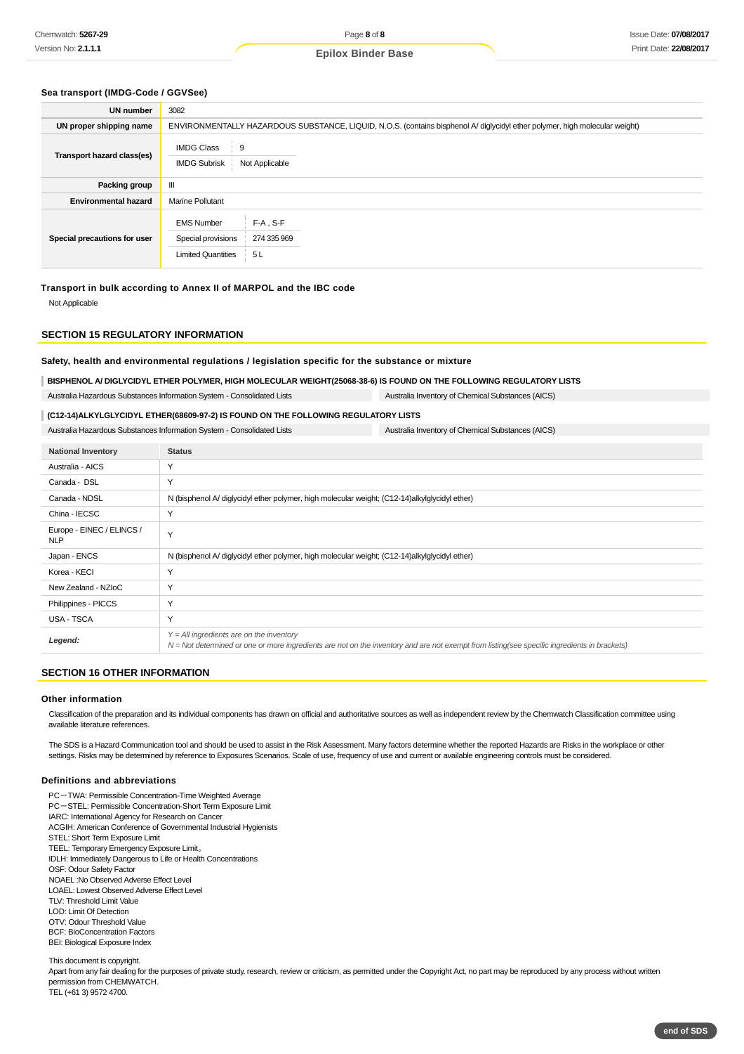### Sea transport (IMDG-Code / GGVSee)

| | |
|---|---|
| **UN number** | 3082 |
| **UN proper shipping name** | ENVIRONMENTALLY HAZARDOUS SUBSTANCE, LIQUID, N.O.S. (contains bisphenol A/ diglycidyl ether polymer, high molecular weight) |
| **Transport hazard class(es)** | IMDG Class: 9<br>IMDG Subrisk: Not Applicable |
| **Packing group** | III |
| **Environmental hazard** | Marine Pollutant |
| **Special precautions for user** | EMS Number: F-A , S-F<br>Special provisions: 274 335 969<br>Limited Quantities: 5 L |

### Transport in bulk according to Annex II of MARPOL and the IBC code

Not Applicable

## SECTION 15 REGULATORY INFORMATION

### Safety, health and environmental regulations / legislation specific for the substance or mixture

**BISPHENOL A/ DIGLYCIDYL ETHER POLYMER, HIGH MOLECULAR WEIGHT(25068-38-6) IS FOUND ON THE FOLLOWING REGULATORY LISTS**

| | |
|---|---|
| Australia Hazardous Substances Information System - Consolidated Lists | Australia Inventory of Chemical Substances (AICS) |

**(C12-14)ALKYLGLYCIDYL ETHER(68609-97-2) IS FOUND ON THE FOLLOWING REGULATORY LISTS**

| | |
|---|---|
| Australia Hazardous Substances Information System - Consolidated Lists | Australia Inventory of Chemical Substances (AICS) |

| National Inventory | Status |
|---|---|
| Australia - AICS | Y |
| Canada - DSL | Y |
| Canada - NDSL | N (bisphenol A/ diglycidyl ether polymer, high molecular weight; (C12-14)alkylglycidyl ether) |
| China - IECSC | Y |
| Europe - EINEC / ELINCS / NLP | Y |
| Japan - ENCS | N (bisphenol A/ diglycidyl ether polymer, high molecular weight; (C12-14)alkylglycidyl ether) |
| Korea - KECI | Y |
| New Zealand - NZIoC | Y |
| Philippines - PICCS | Y |
| USA - TSCA | Y |
| ***Legend:*** | *Y = All ingredients are on the inventory*<br>*N = Not determined or one or more ingredients are not on the inventory and are not exempt from listing(see specific ingredients in brackets)* |

## SECTION 16 OTHER INFORMATION

### Other information

Classification of the preparation and its individual components has drawn on official and authoritative sources as well as independent review by the Chemwatch Classification committee using available literature references.

The SDS is a Hazard Communication tool and should be used to assist in the Risk Assessment. Many factors determine whether the reported Hazards are Risks in the workplace or other settings. Risks may be determined by reference to Exposures Scenarios. Scale of use, frequency of use and current or available engineering controls must be considered.

### Definitions and abbreviations

PC－TWA: Permissible Concentration-Time Weighted Average
PC－STEL: Permissible Concentration-Short Term Exposure Limit
IARC: International Agency for Research on Cancer
ACGIH: American Conference of Governmental Industrial Hygienists
STEL: Short Term Exposure Limit
TEEL: Temporary Emergency Exposure Limit。
IDLH: Immediately Dangerous to Life or Health Concentrations
OSF: Odour Safety Factor
NOAEL :No Observed Adverse Effect Level
LOAEL: Lowest Observed Adverse Effect Level
TLV: Threshold Limit Value
LOD: Limit Of Detection
OTV: Odour Threshold Value
BCF: BioConcentration Factors
BEI: Biological Exposure Index

This document is copyright.
Apart from any fair dealing for the purposes of private study, research, review or criticism, as permitted under the Copyright Act, no part may be reproduced by any process without written permission from CHEMWATCH.
TEL (+61 3) 9572 4700.

**end of SDS**